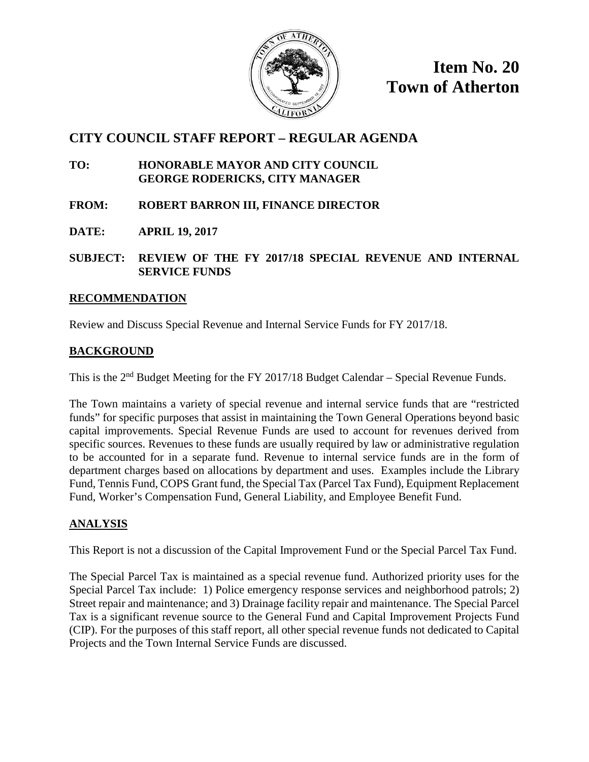# Item No. 20
# Town of Atherton

## CITY COUNCIL STAFF REPORT – REGULAR AGENDA

**TO:** **HONORABLE MAYOR AND CITY COUNCIL**
**GEORGE RODERICKS, CITY MANAGER**

**FROM:** **ROBERT BARRON III, FINANCE DIRECTOR**

**DATE:** **APRIL 19, 2017**

**SUBJECT:** **REVIEW OF THE FY 2017/18 SPECIAL REVENUE AND INTERNAL SERVICE FUNDS**

### RECOMMENDATION

Review and Discuss Special Revenue and Internal Service Funds for FY 2017/18.

### BACKGROUND

This is the 2nd Budget Meeting for the FY 2017/18 Budget Calendar – Special Revenue Funds.

The Town maintains a variety of special revenue and internal service funds that are "restricted funds" for specific purposes that assist in maintaining the Town General Operations beyond basic capital improvements. Special Revenue Funds are used to account for revenues derived from specific sources. Revenues to these funds are usually required by law or administrative regulation to be accounted for in a separate fund. Revenue to internal service funds are in the form of department charges based on allocations by department and uses. Examples include the Library Fund, Tennis Fund, COPS Grant fund, the Special Tax (Parcel Tax Fund), Equipment Replacement Fund, Worker's Compensation Fund, General Liability, and Employee Benefit Fund.

### ANALYSIS

This Report is not a discussion of the Capital Improvement Fund or the Special Parcel Tax Fund.

The Special Parcel Tax is maintained as a special revenue fund. Authorized priority uses for the Special Parcel Tax include: 1) Police emergency response services and neighborhood patrols; 2) Street repair and maintenance; and 3) Drainage facility repair and maintenance. The Special Parcel Tax is a significant revenue source to the General Fund and Capital Improvement Projects Fund (CIP). For the purposes of this staff report, all other special revenue funds not dedicated to Capital Projects and the Town Internal Service Funds are discussed.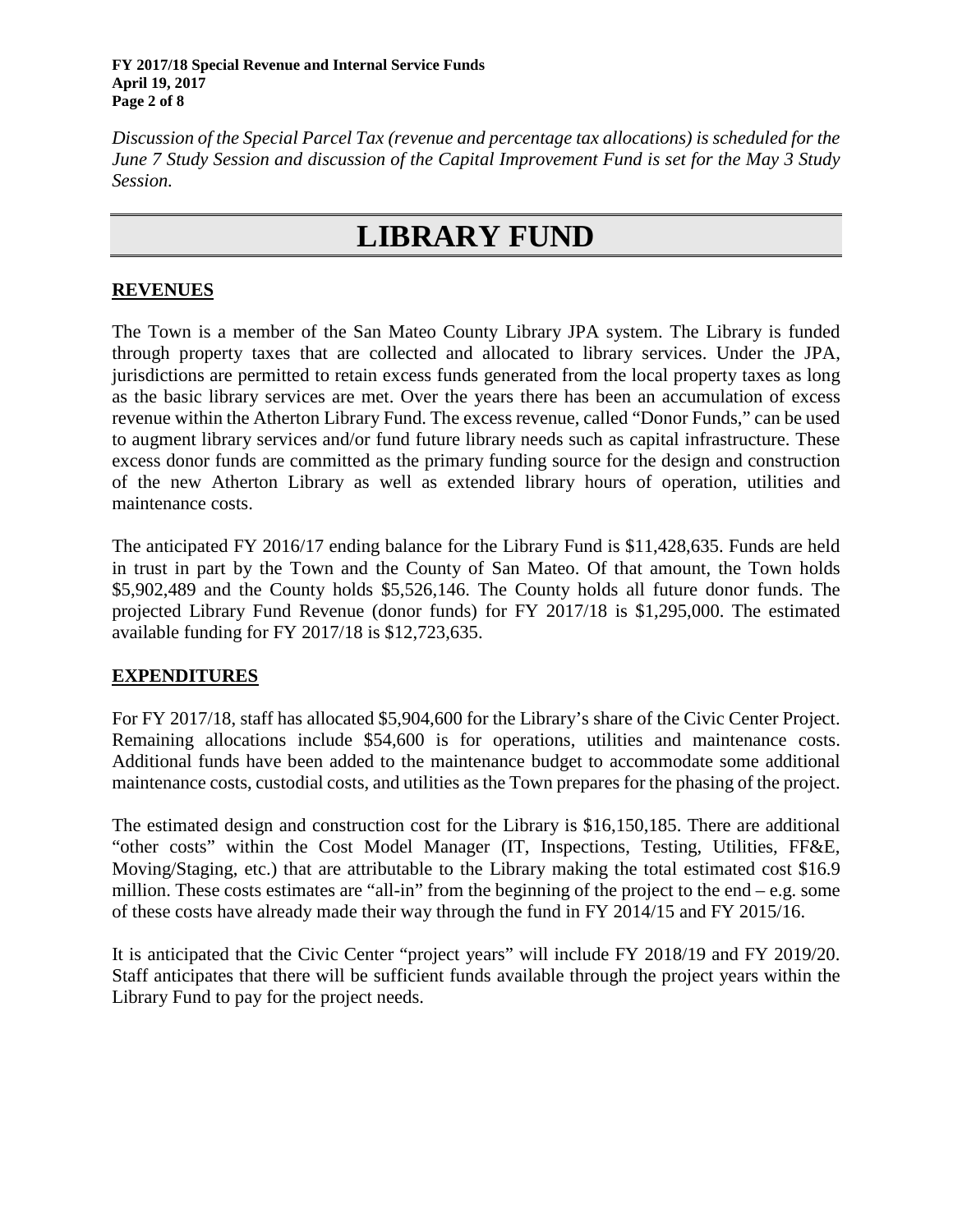*Discussion of the Special Parcel Tax (revenue and percentage tax allocations) is scheduled for the June 7 Study Session and discussion of the Capital Improvement Fund is set for the May 3 Study Session.*

# LIBRARY FUND

## REVENUES

The Town is a member of the San Mateo County Library JPA system. The Library is funded through property taxes that are collected and allocated to library services. Under the JPA, jurisdictions are permitted to retain excess funds generated from the local property taxes as long as the basic library services are met. Over the years there has been an accumulation of excess revenue within the Atherton Library Fund. The excess revenue, called "Donor Funds," can be used to augment library services and/or fund future library needs such as capital infrastructure. These excess donor funds are committed as the primary funding source for the design and construction of the new Atherton Library as well as extended library hours of operation, utilities and maintenance costs.

The anticipated FY 2016/17 ending balance for the Library Fund is $11,428,635. Funds are held in trust in part by the Town and the County of San Mateo. Of that amount, the Town holds $5,902,489 and the County holds $5,526,146. The County holds all future donor funds. The projected Library Fund Revenue (donor funds) for FY 2017/18 is $1,295,000. The estimated available funding for FY 2017/18 is $12,723,635.

## EXPENDITURES

For FY 2017/18, staff has allocated $5,904,600 for the Library's share of the Civic Center Project. Remaining allocations include $54,600 is for operations, utilities and maintenance costs. Additional funds have been added to the maintenance budget to accommodate some additional maintenance costs, custodial costs, and utilities as the Town prepares for the phasing of the project.

The estimated design and construction cost for the Library is $16,150,185. There are additional "other costs" within the Cost Model Manager (IT, Inspections, Testing, Utilities, FF&E, Moving/Staging, etc.) that are attributable to the Library making the total estimated cost $16.9 million. These costs estimates are "all-in" from the beginning of the project to the end – e.g. some of these costs have already made their way through the fund in FY 2014/15 and FY 2015/16.

It is anticipated that the Civic Center "project years" will include FY 2018/19 and FY 2019/20. Staff anticipates that there will be sufficient funds available through the project years within the Library Fund to pay for the project needs.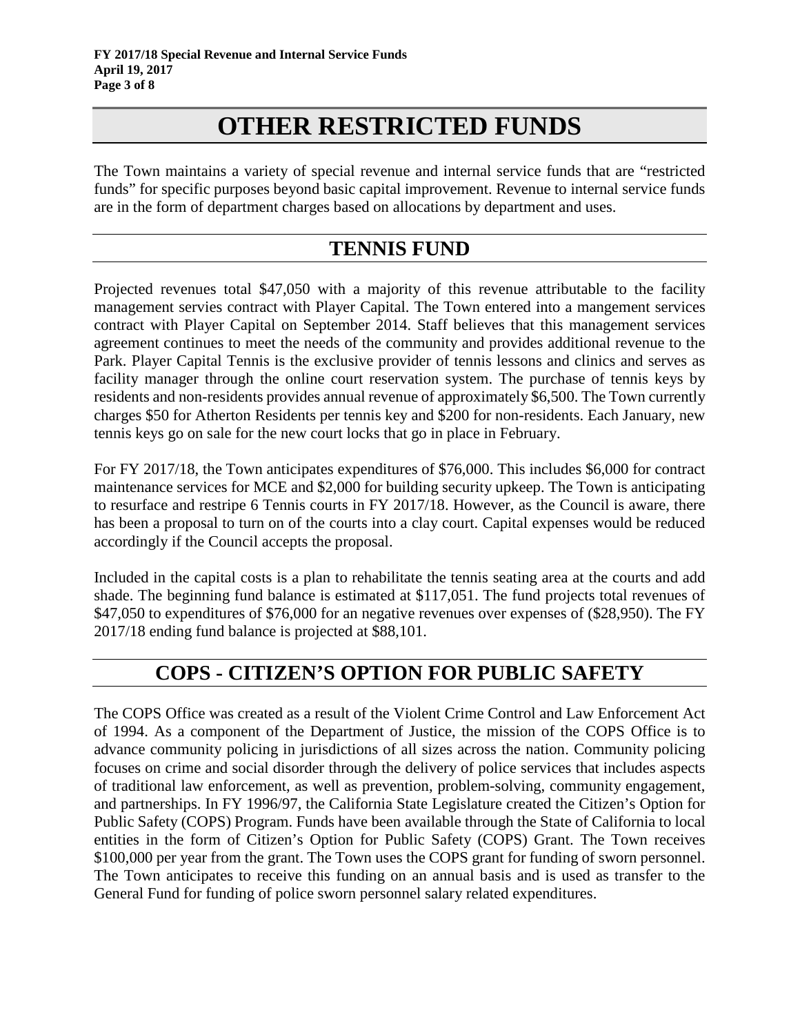# OTHER RESTRICTED FUNDS

The Town maintains a variety of special revenue and internal service funds that are "restricted funds" for specific purposes beyond basic capital improvement. Revenue to internal service funds are in the form of department charges based on allocations by department and uses.

## TENNIS FUND

Projected revenues total $47,050 with a majority of this revenue attributable to the facility management servies contract with Player Capital. The Town entered into a mangement services contract with Player Capital on September 2014. Staff believes that this management services agreement continues to meet the needs of the community and provides additional revenue to the Park. Player Capital Tennis is the exclusive provider of tennis lessons and clinics and serves as facility manager through the online court reservation system. The purchase of tennis keys by residents and non-residents provides annual revenue of approximately $6,500. The Town currently charges $50 for Atherton Residents per tennis key and $200 for non-residents. Each January, new tennis keys go on sale for the new court locks that go in place in February.

For FY 2017/18, the Town anticipates expenditures of $76,000. This includes $6,000 for contract maintenance services for MCE and $2,000 for building security upkeep. The Town is anticipating to resurface and restripe 6 Tennis courts in FY 2017/18. However, as the Council is aware, there has been a proposal to turn on of the courts into a clay court. Capital expenses would be reduced accordingly if the Council accepts the proposal.

Included in the capital costs is a plan to rehabilitate the tennis seating area at the courts and add shade. The beginning fund balance is estimated at $117,051. The fund projects total revenues of $47,050 to expenditures of $76,000 for an negative revenues over expenses of ($28,950). The FY 2017/18 ending fund balance is projected at $88,101.

## COPS - CITIZEN'S OPTION FOR PUBLIC SAFETY

The COPS Office was created as a result of the Violent Crime Control and Law Enforcement Act of 1994. As a component of the Department of Justice, the mission of the COPS Office is to advance community policing in jurisdictions of all sizes across the nation. Community policing focuses on crime and social disorder through the delivery of police services that includes aspects of traditional law enforcement, as well as prevention, problem-solving, community engagement, and partnerships. In FY 1996/97, the California State Legislature created the Citizen's Option for Public Safety (COPS) Program. Funds have been available through the State of California to local entities in the form of Citizen's Option for Public Safety (COPS) Grant. The Town receives $100,000 per year from the grant. The Town uses the COPS grant for funding of sworn personnel. The Town anticipates to receive this funding on an annual basis and is used as transfer to the General Fund for funding of police sworn personnel salary related expenditures.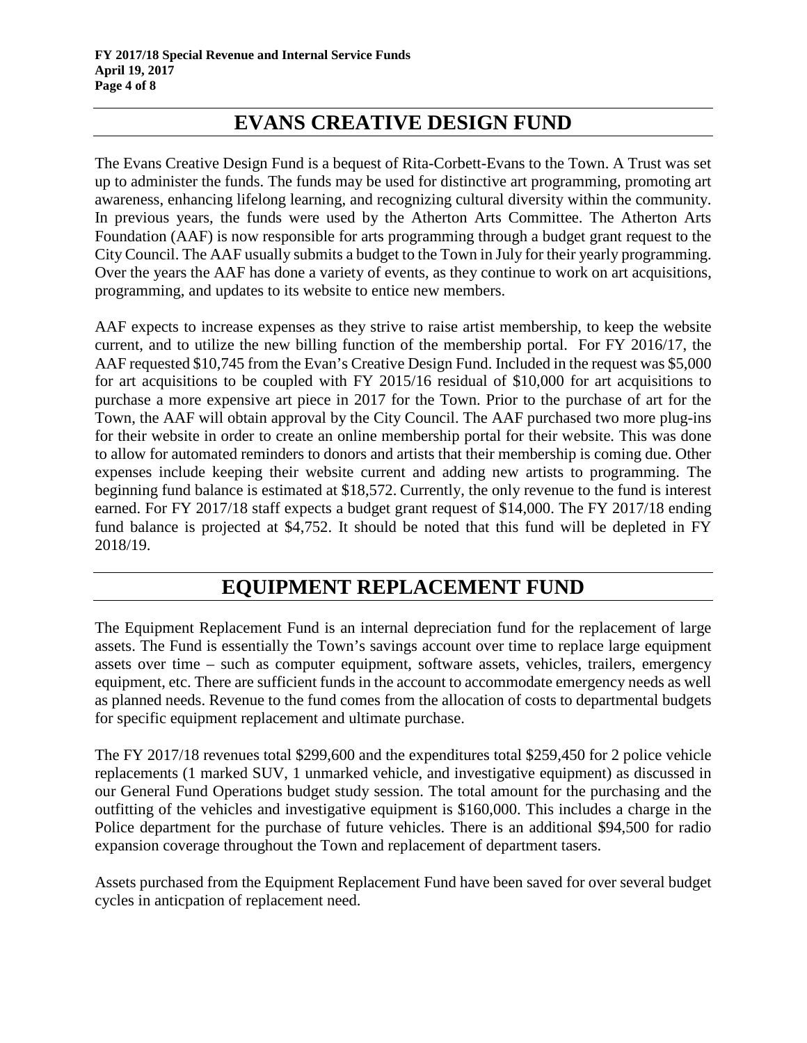## EVANS CREATIVE DESIGN FUND

The Evans Creative Design Fund is a bequest of Rita-Corbett-Evans to the Town. A Trust was set up to administer the funds. The funds may be used for distinctive art programming, promoting art awareness, enhancing lifelong learning, and recognizing cultural diversity within the community. In previous years, the funds were used by the Atherton Arts Committee. The Atherton Arts Foundation (AAF) is now responsible for arts programming through a budget grant request to the City Council. The AAF usually submits a budget to the Town in July for their yearly programming. Over the years the AAF has done a variety of events, as they continue to work on art acquisitions, programming, and updates to its website to entice new members.

AAF expects to increase expenses as they strive to raise artist membership, to keep the website current, and to utilize the new billing function of the membership portal. For FY 2016/17, the AAF requested $10,745 from the Evan's Creative Design Fund. Included in the request was $5,000 for art acquisitions to be coupled with FY 2015/16 residual of $10,000 for art acquisitions to purchase a more expensive art piece in 2017 for the Town. Prior to the purchase of art for the Town, the AAF will obtain approval by the City Council. The AAF purchased two more plug-ins for their website in order to create an online membership portal for their website. This was done to allow for automated reminders to donors and artists that their membership is coming due. Other expenses include keeping their website current and adding new artists to programming. The beginning fund balance is estimated at $18,572. Currently, the only revenue to the fund is interest earned. For FY 2017/18 staff expects a budget grant request of $14,000. The FY 2017/18 ending fund balance is projected at $4,752. It should be noted that this fund will be depleted in FY 2018/19.

## EQUIPMENT REPLACEMENT FUND

The Equipment Replacement Fund is an internal depreciation fund for the replacement of large assets. The Fund is essentially the Town's savings account over time to replace large equipment assets over time – such as computer equipment, software assets, vehicles, trailers, emergency equipment, etc. There are sufficient funds in the account to accommodate emergency needs as well as planned needs. Revenue to the fund comes from the allocation of costs to departmental budgets for specific equipment replacement and ultimate purchase.

The FY 2017/18 revenues total $299,600 and the expenditures total $259,450 for 2 police vehicle replacements (1 marked SUV, 1 unmarked vehicle, and investigative equipment) as discussed in our General Fund Operations budget study session. The total amount for the purchasing and the outfitting of the vehicles and investigative equipment is $160,000. This includes a charge in the Police department for the purchase of future vehicles. There is an additional $94,500 for radio expansion coverage throughout the Town and replacement of department tasers.

Assets purchased from the Equipment Replacement Fund have been saved for over several budget cycles in anticpation of replacement need.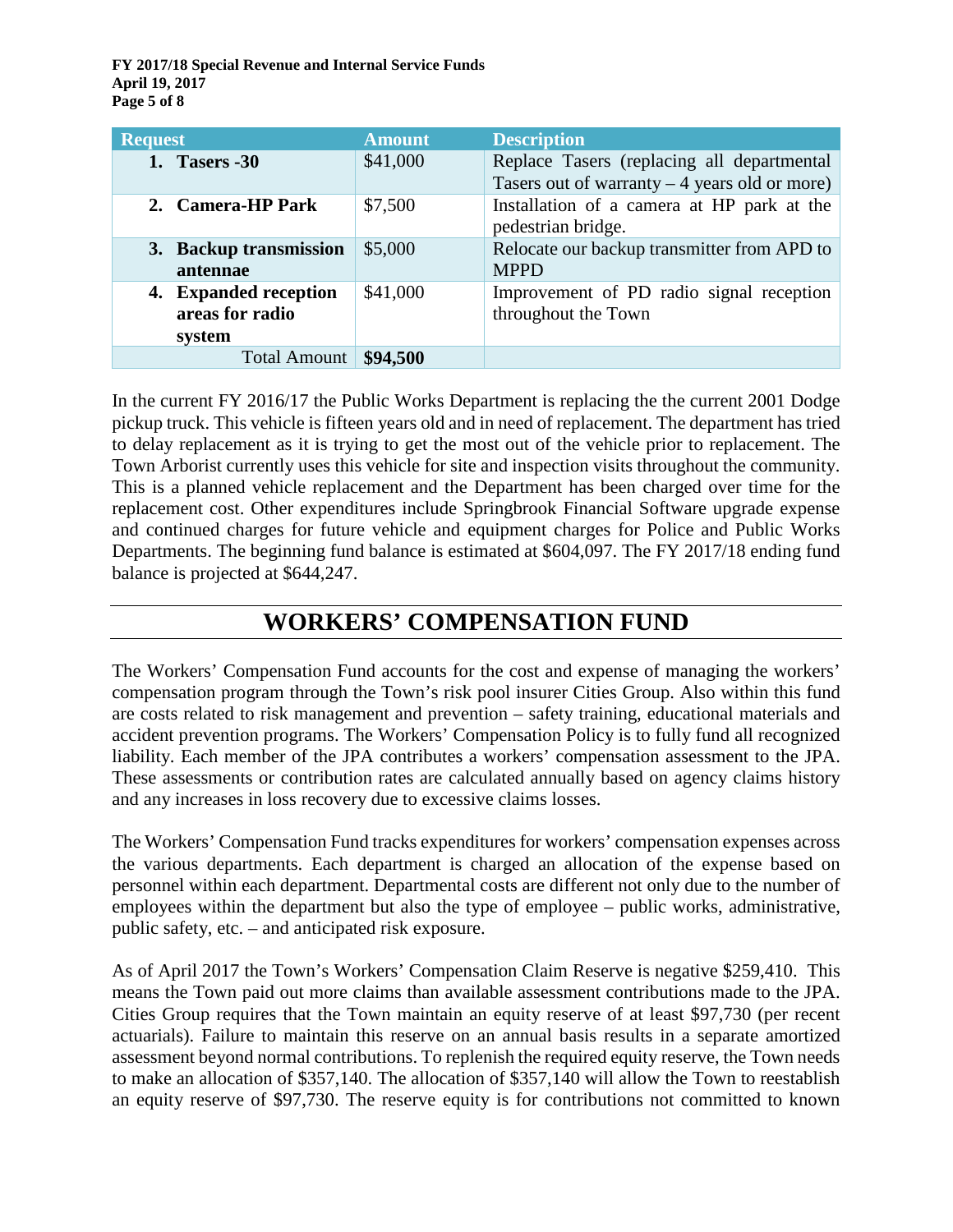| Request | Amount | Description |
|---|---|---|
| 1. **Tasers -30** | $41,000 | Replace Tasers (replacing all departmental Tasers out of warranty – 4 years old or more) |
| 2. **Camera-HP Park** | $7,500 | Installation of a camera at HP park at the pedestrian bridge. |
| 3. **Backup transmission antennae** | $5,000 | Relocate our backup transmitter from APD to MPPD |
| 4. **Expanded reception areas for radio system** | $41,000 | Improvement of PD radio signal reception throughout the Town |
| Total Amount | **$94,500** | |

In the current FY 2016/17 the Public Works Department is replacing the the current 2001 Dodge pickup truck. This vehicle is fifteen years old and in need of replacement. The department has tried to delay replacement as it is trying to get the most out of the vehicle prior to replacement. The Town Arborist currently uses this vehicle for site and inspection visits throughout the community. This is a planned vehicle replacement and the Department has been charged over time for the replacement cost. Other expenditures include Springbrook Financial Software upgrade expense and continued charges for future vehicle and equipment charges for Police and Public Works Departments. The beginning fund balance is estimated at $604,097. The FY 2017/18 ending fund balance is projected at $644,247.

## WORKERS' COMPENSATION FUND

The Workers' Compensation Fund accounts for the cost and expense of managing the workers' compensation program through the Town's risk pool insurer Cities Group. Also within this fund are costs related to risk management and prevention – safety training, educational materials and accident prevention programs. The Workers' Compensation Policy is to fully fund all recognized liability. Each member of the JPA contributes a workers' compensation assessment to the JPA. These assessments or contribution rates are calculated annually based on agency claims history and any increases in loss recovery due to excessive claims losses.

The Workers' Compensation Fund tracks expenditures for workers' compensation expenses across the various departments. Each department is charged an allocation of the expense based on personnel within each department. Departmental costs are different not only due to the number of employees within the department but also the type of employee – public works, administrative, public safety, etc. – and anticipated risk exposure.

As of April 2017 the Town's Workers' Compensation Claim Reserve is negative $259,410. This means the Town paid out more claims than available assessment contributions made to the JPA. Cities Group requires that the Town maintain an equity reserve of at least $97,730 (per recent actuarials). Failure to maintain this reserve on an annual basis results in a separate amortized assessment beyond normal contributions. To replenish the required equity reserve, the Town needs to make an allocation of $357,140. The allocation of $357,140 will allow the Town to reestablish an equity reserve of $97,730. The reserve equity is for contributions not committed to known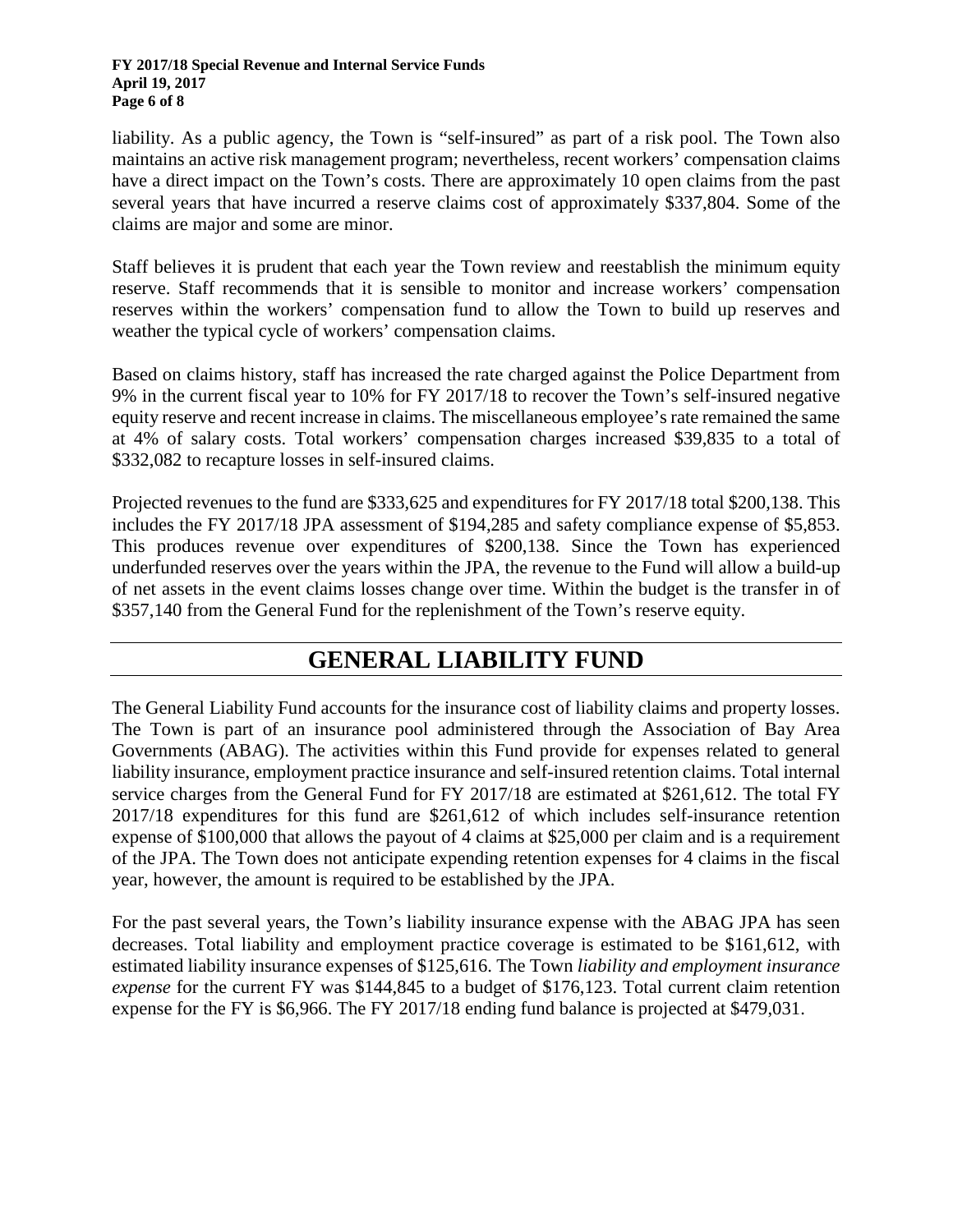liability. As a public agency, the Town is "self-insured" as part of a risk pool. The Town also maintains an active risk management program; nevertheless, recent workers' compensation claims have a direct impact on the Town's costs. There are approximately 10 open claims from the past several years that have incurred a reserve claims cost of approximately $337,804. Some of the claims are major and some are minor.

Staff believes it is prudent that each year the Town review and reestablish the minimum equity reserve. Staff recommends that it is sensible to monitor and increase workers' compensation reserves within the workers' compensation fund to allow the Town to build up reserves and weather the typical cycle of workers' compensation claims.

Based on claims history, staff has increased the rate charged against the Police Department from 9% in the current fiscal year to 10% for FY 2017/18 to recover the Town's self-insured negative equity reserve and recent increase in claims. The miscellaneous employee's rate remained the same at 4% of salary costs. Total workers' compensation charges increased $39,835 to a total of $332,082 to recapture losses in self-insured claims.

Projected revenues to the fund are $333,625 and expenditures for FY 2017/18 total $200,138. This includes the FY 2017/18 JPA assessment of $194,285 and safety compliance expense of $5,853. This produces revenue over expenditures of $200,138. Since the Town has experienced underfunded reserves over the years within the JPA, the revenue to the Fund will allow a build-up of net assets in the event claims losses change over time. Within the budget is the transfer in of $357,140 from the General Fund for the replenishment of the Town's reserve equity.

## GENERAL LIABILITY FUND

The General Liability Fund accounts for the insurance cost of liability claims and property losses. The Town is part of an insurance pool administered through the Association of Bay Area Governments (ABAG). The activities within this Fund provide for expenses related to general liability insurance, employment practice insurance and self-insured retention claims. Total internal service charges from the General Fund for FY 2017/18 are estimated at $261,612. The total FY 2017/18 expenditures for this fund are $261,612 of which includes self-insurance retention expense of $100,000 that allows the payout of 4 claims at $25,000 per claim and is a requirement of the JPA. The Town does not anticipate expending retention expenses for 4 claims in the fiscal year, however, the amount is required to be established by the JPA.

For the past several years, the Town's liability insurance expense with the ABAG JPA has seen decreases. Total liability and employment practice coverage is estimated to be $161,612, with estimated liability insurance expenses of $125,616. The Town *liability and employment insurance expense* for the current FY was $144,845 to a budget of $176,123. Total current claim retention expense for the FY is $6,966. The FY 2017/18 ending fund balance is projected at $479,031.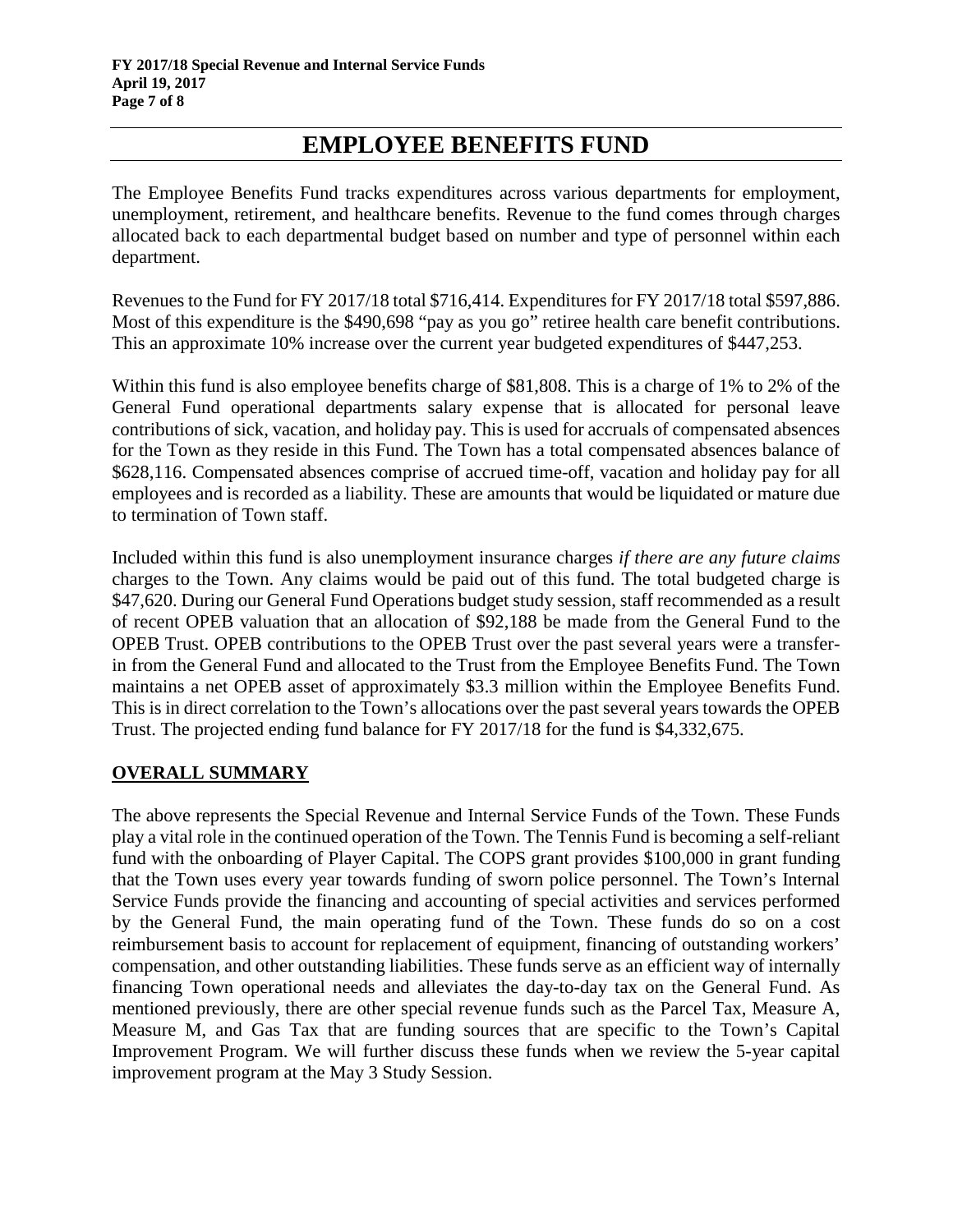# EMPLOYEE BENEFITS FUND

The Employee Benefits Fund tracks expenditures across various departments for employment, unemployment, retirement, and healthcare benefits. Revenue to the fund comes through charges allocated back to each departmental budget based on number and type of personnel within each department.

Revenues to the Fund for FY 2017/18 total $716,414. Expenditures for FY 2017/18 total $597,886. Most of this expenditure is the $490,698 "pay as you go" retiree health care benefit contributions. This an approximate 10% increase over the current year budgeted expenditures of $447,253.

Within this fund is also employee benefits charge of $81,808. This is a charge of 1% to 2% of the General Fund operational departments salary expense that is allocated for personal leave contributions of sick, vacation, and holiday pay. This is used for accruals of compensated absences for the Town as they reside in this Fund. The Town has a total compensated absences balance of $628,116. Compensated absences comprise of accrued time-off, vacation and holiday pay for all employees and is recorded as a liability. These are amounts that would be liquidated or mature due to termination of Town staff.

Included within this fund is also unemployment insurance charges *if there are any future claims* charges to the Town. Any claims would be paid out of this fund. The total budgeted charge is $47,620. During our General Fund Operations budget study session, staff recommended as a result of recent OPEB valuation that an allocation of $92,188 be made from the General Fund to the OPEB Trust. OPEB contributions to the OPEB Trust over the past several years were a transfer-in from the General Fund and allocated to the Trust from the Employee Benefits Fund. The Town maintains a net OPEB asset of approximately $3.3 million within the Employee Benefits Fund. This is in direct correlation to the Town's allocations over the past several years towards the OPEB Trust. The projected ending fund balance for FY 2017/18 for the fund is $4,332,675.

## OVERALL SUMMARY

The above represents the Special Revenue and Internal Service Funds of the Town. These Funds play a vital role in the continued operation of the Town. The Tennis Fund is becoming a self-reliant fund with the onboarding of Player Capital. The COPS grant provides $100,000 in grant funding that the Town uses every year towards funding of sworn police personnel. The Town's Internal Service Funds provide the financing and accounting of special activities and services performed by the General Fund, the main operating fund of the Town. These funds do so on a cost reimbursement basis to account for replacement of equipment, financing of outstanding workers' compensation, and other outstanding liabilities. These funds serve as an efficient way of internally financing Town operational needs and alleviates the day-to-day tax on the General Fund. As mentioned previously, there are other special revenue funds such as the Parcel Tax, Measure A, Measure M, and Gas Tax that are funding sources that are specific to the Town's Capital Improvement Program. We will further discuss these funds when we review the 5-year capital improvement program at the May 3 Study Session.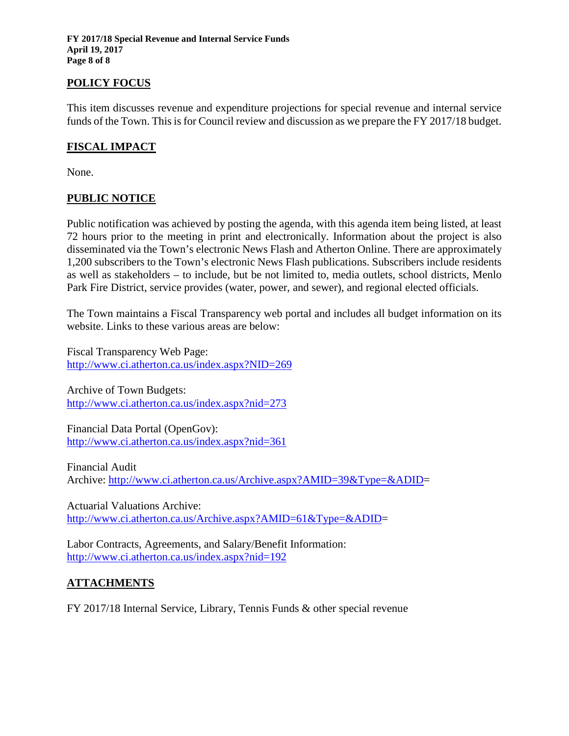## POLICY FOCUS

This item discusses revenue and expenditure projections for special revenue and internal service funds of the Town. This is for Council review and discussion as we prepare the FY 2017/18 budget.

## FISCAL IMPACT

None.

## PUBLIC NOTICE

Public notification was achieved by posting the agenda, with this agenda item being listed, at least 72 hours prior to the meeting in print and electronically. Information about the project is also disseminated via the Town's electronic News Flash and Atherton Online. There are approximately 1,200 subscribers to the Town's electronic News Flash publications. Subscribers include residents as well as stakeholders – to include, but be not limited to, media outlets, school districts, Menlo Park Fire District, service provides (water, power, and sewer), and regional elected officials.

The Town maintains a Fiscal Transparency web portal and includes all budget information on its website. Links to these various areas are below:

Fiscal Transparency Web Page:
http://www.ci.atherton.ca.us/index.aspx?NID=269

Archive of Town Budgets:
http://www.ci.atherton.ca.us/index.aspx?nid=273

Financial Data Portal (OpenGov):
http://www.ci.atherton.ca.us/index.aspx?nid=361

Financial Audit
Archive: http://www.ci.atherton.ca.us/Archive.aspx?AMID=39&Type=&ADID=

Actuarial Valuations Archive:
http://www.ci.atherton.ca.us/Archive.aspx?AMID=61&Type=&ADID=

Labor Contracts, Agreements, and Salary/Benefit Information:
http://www.ci.atherton.ca.us/index.aspx?nid=192

## ATTACHMENTS

FY 2017/18 Internal Service, Library, Tennis Funds & other special revenue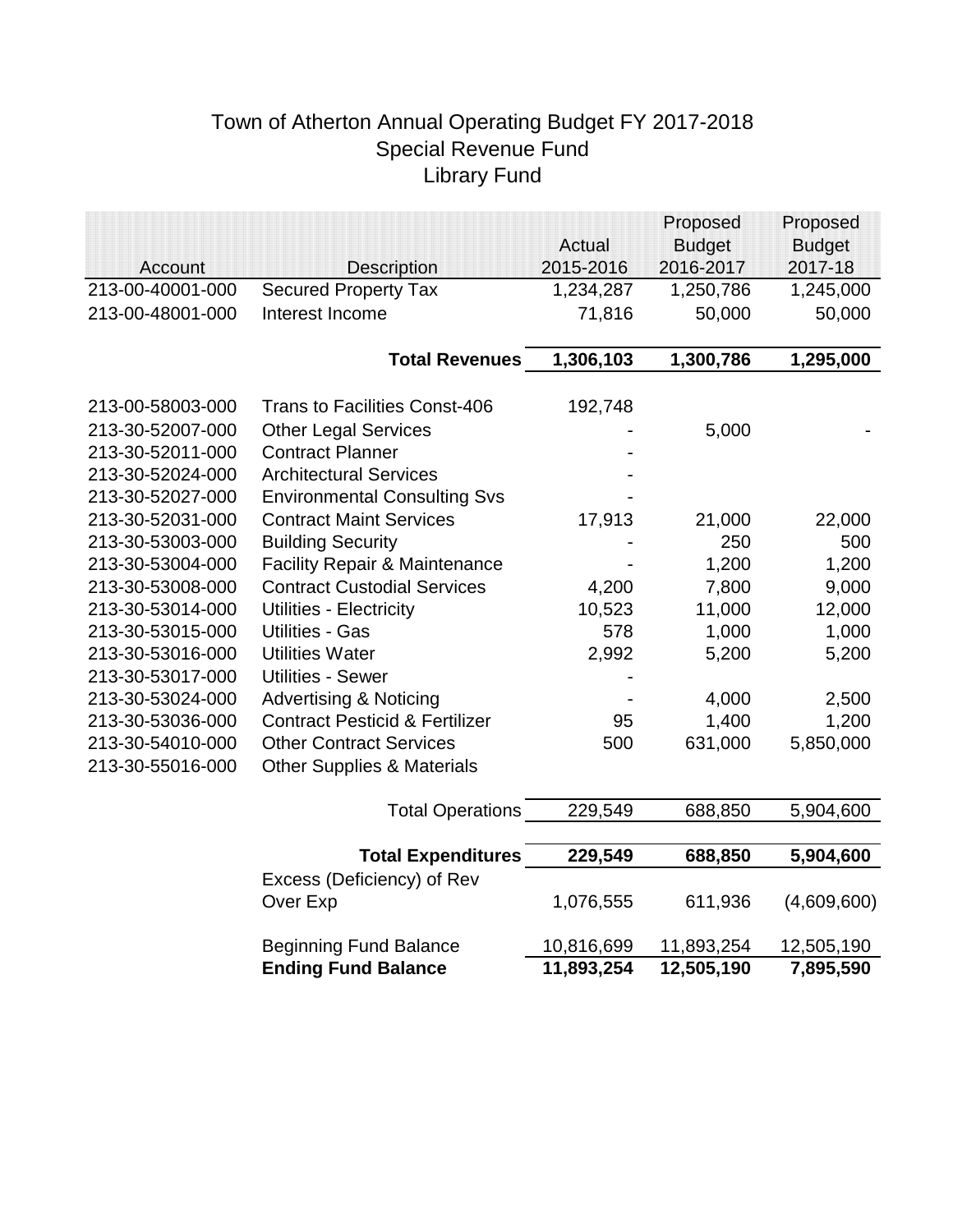# Town of Atherton Annual Operating Budget FY 2017-2018
## Special Revenue Fund
## Library Fund

| Account | Description | Actual 2015-2016 | Proposed Budget 2016-2017 | Proposed Budget 2017-18 |
|---|---|---|---|---|
| 213-00-40001-000 | Secured Property Tax | 1,234,287 | 1,250,786 | 1,245,000 |
| 213-00-48001-000 | Interest Income | 71,816 | 50,000 | 50,000 |
| | **Total Revenues** | **1,306,103** | **1,300,786** | **1,295,000** |
| 213-00-58003-000 | Trans to Facilities Const-406 | 192,748 | | |
| 213-30-52007-000 | Other Legal Services | - | 5,000 | - |
| 213-30-52011-000 | Contract Planner | - | | |
| 213-30-52024-000 | Architectural Services | - | | |
| 213-30-52027-000 | Environmental Consulting Svs | - | | |
| 213-30-52031-000 | Contract Maint Services | 17,913 | 21,000 | 22,000 |
| 213-30-53003-000 | Building Security | - | 250 | 500 |
| 213-30-53004-000 | Facility Repair & Maintenance | - | 1,200 | 1,200 |
| 213-30-53008-000 | Contract Custodial Services | 4,200 | 7,800 | 9,000 |
| 213-30-53014-000 | Utilities - Electricity | 10,523 | 11,000 | 12,000 |
| 213-30-53015-000 | Utilities - Gas | 578 | 1,000 | 1,000 |
| 213-30-53016-000 | Utilities Water | 2,992 | 5,200 | 5,200 |
| 213-30-53017-000 | Utilities - Sewer | - | | |
| 213-30-53024-000 | Advertising & Noticing | - | 4,000 | 2,500 |
| 213-30-53036-000 | Contract Pesticid & Fertilizer | 95 | 1,400 | 1,200 |
| 213-30-54010-000 | Other Contract Services | 500 | 631,000 | 5,850,000 |
| 213-30-55016-000 | Other Supplies & Materials | | | |
| | Total Operations | 229,549 | 688,850 | 5,904,600 |
| | **Total Expenditures** | **229,549** | **688,850** | **5,904,600** |
| | Excess (Deficiency) of Rev Over Exp | 1,076,555 | 611,936 | (4,609,600) |
| | Beginning Fund Balance | 10,816,699 | 11,893,254 | 12,505,190 |
| | **Ending Fund Balance** | **11,893,254** | **12,505,190** | **7,895,590** |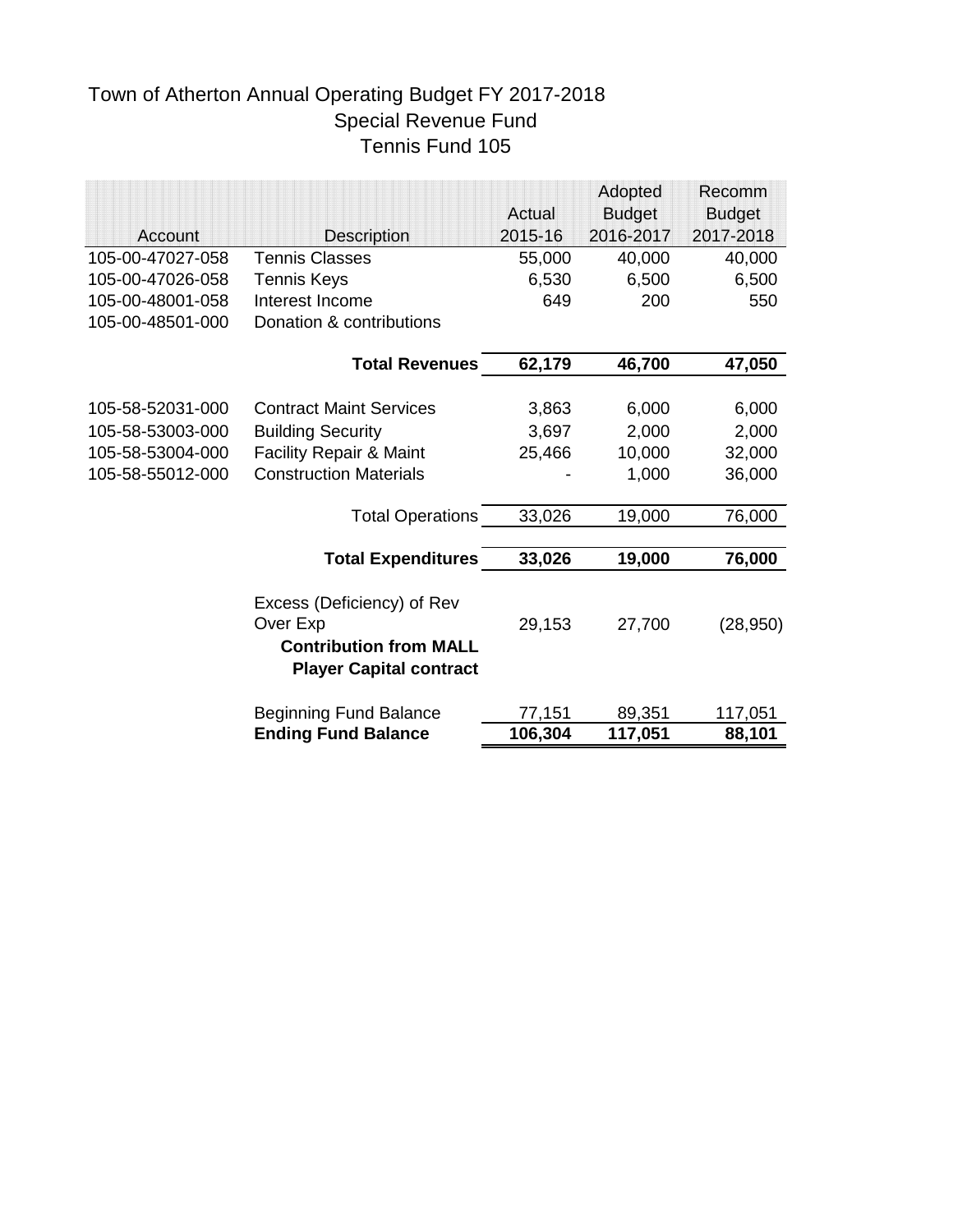# Town of Atherton Annual Operating Budget FY 2017-2018

## Special Revenue Fund

## Tennis Fund 105

| Account | Description | Actual 2015-16 | Adopted Budget 2016-2017 | Recomm Budget 2017-2018 |
|---|---|---|---|---|
| 105-00-47027-058 | Tennis Classes | 55,000 | 40,000 | 40,000 |
| 105-00-47026-058 | Tennis Keys | 6,530 | 6,500 | 6,500 |
| 105-00-48001-058 | Interest Income | 649 | 200 | 550 |
| 105-00-48501-000 | Donation & contributions | | | |
| | **Total Revenues** | **62,179** | **46,700** | **47,050** |
| 105-58-52031-000 | Contract Maint Services | 3,863 | 6,000 | 6,000 |
| 105-58-53003-000 | Building Security | 3,697 | 2,000 | 2,000 |
| 105-58-53004-000 | Facility Repair & Maint | 25,466 | 10,000 | 32,000 |
| 105-58-55012-000 | Construction Materials | - | 1,000 | 36,000 |
| | Total Operations | 33,026 | 19,000 | 76,000 |
| | **Total Expenditures** | **33,026** | **19,000** | **76,000** |
| | Excess (Deficiency) of Rev Over Exp | 29,153 | 27,700 | (28,950) |
| | **Contribution from MALL** | | | |
| | **Player Capital contract** | | | |
| | Beginning Fund Balance | 77,151 | 89,351 | 117,051 |
| | **Ending Fund Balance** | **106,304** | **117,051** | **88,101** |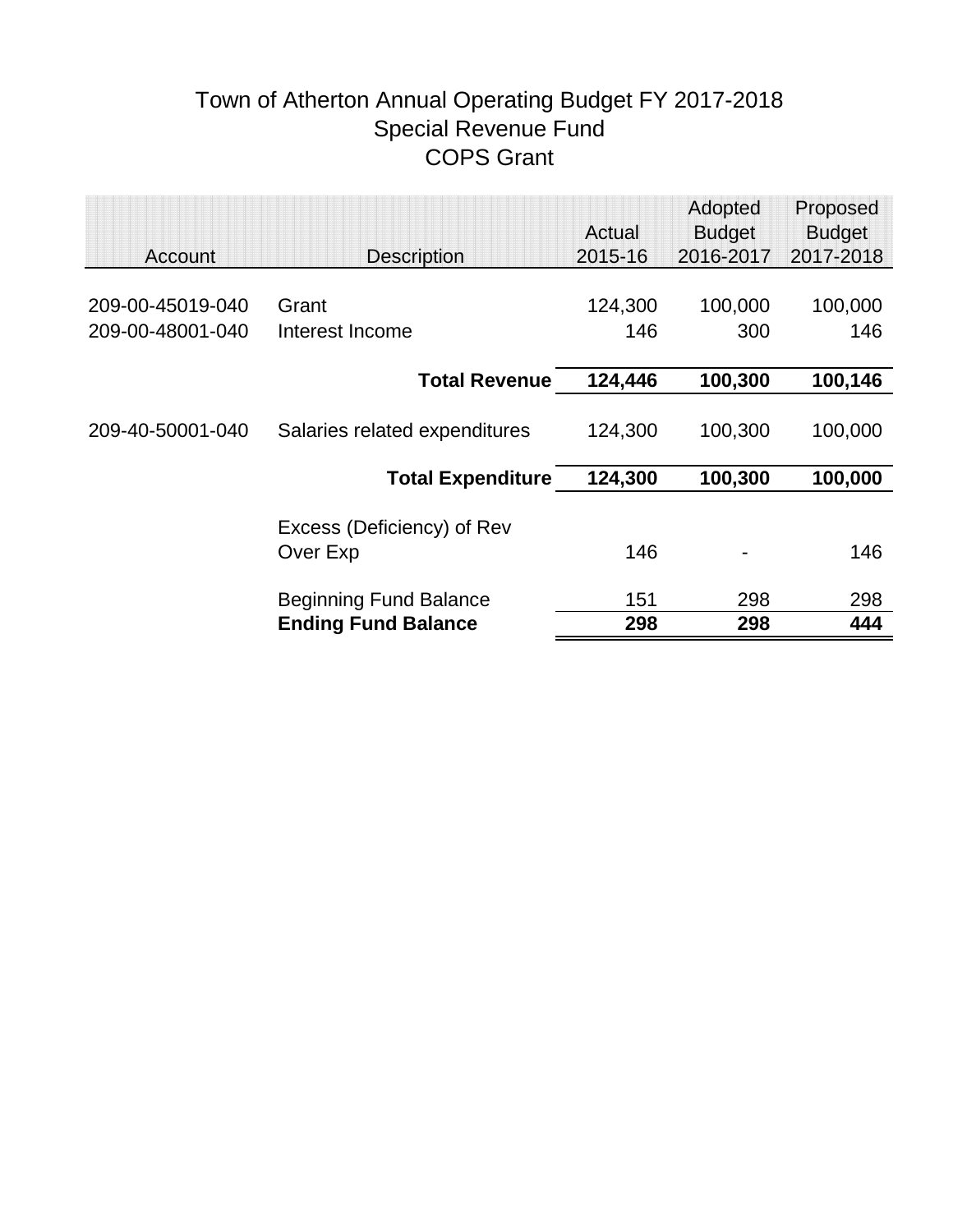# Town of Atherton Annual Operating Budget FY 2017-2018
## Special Revenue Fund
## COPS Grant

| Account | Description | Actual 2015-16 | Adopted Budget 2016-2017 | Proposed Budget 2017-2018 |
|---|---|---|---|---|
| 209-00-45019-040 | Grant | 124,300 | 100,000 | 100,000 |
| 209-00-48001-040 | Interest Income | 146 | 300 | 146 |
| | **Total Revenue** | **124,446** | **100,300** | **100,146** |
| 209-40-50001-040 | Salaries related expenditures | 124,300 | 100,300 | 100,000 |
| | **Total Expenditure** | **124,300** | **100,300** | **100,000** |
| | Excess (Deficiency) of Rev Over Exp | 146 | - | 146 |
| | Beginning Fund Balance | 151 | 298 | 298 |
| | **Ending Fund Balance** | **298** | **298** | **444** |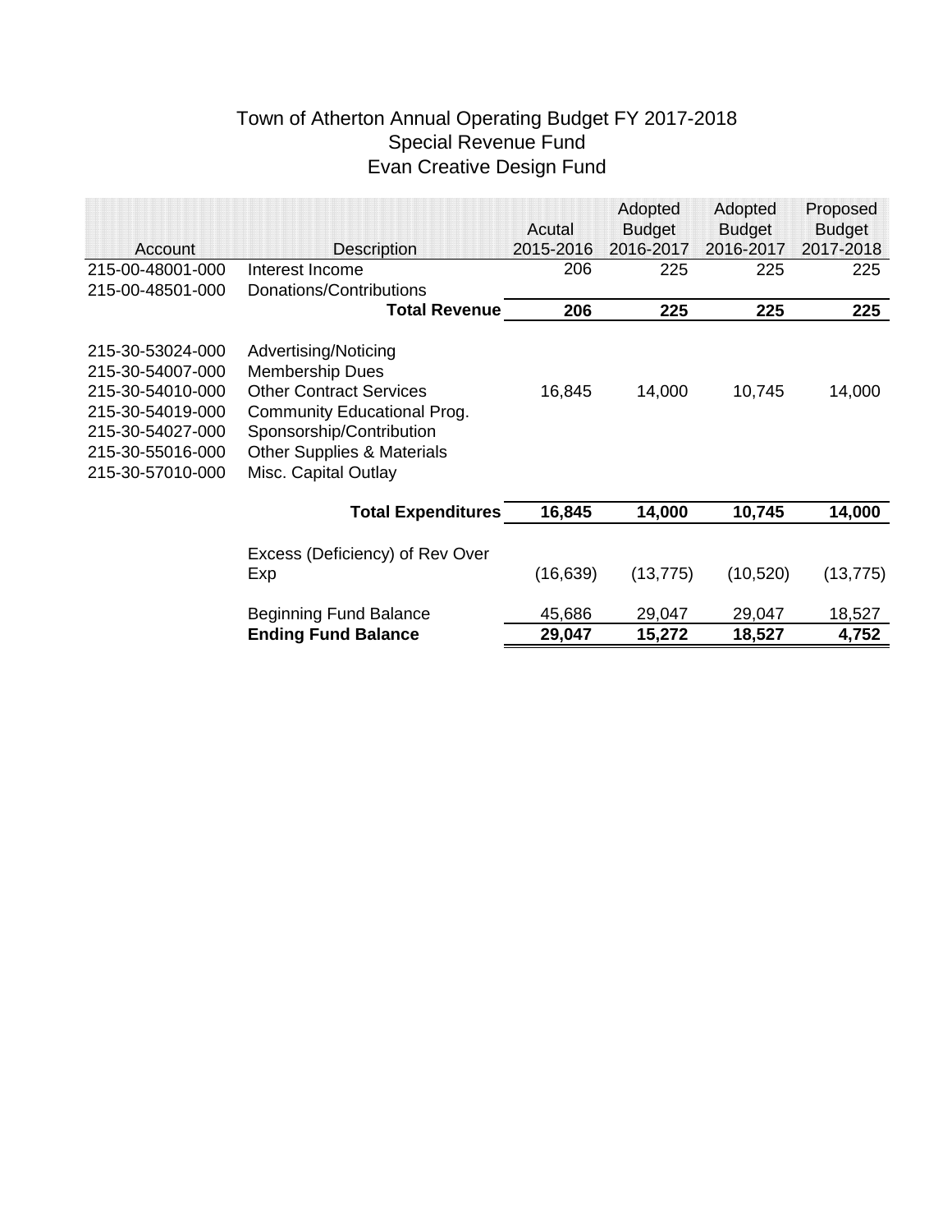# Town of Atherton Annual Operating Budget FY 2017-2018
## Special Revenue Fund
## Evan Creative Design Fund

| Account | Description | Acutal 2015-2016 | Adopted Budget 2016-2017 | Adopted Budget 2016-2017 | Proposed Budget 2017-2018 |
|---|---|---|---|---|---|
| 215-00-48001-000 | Interest Income | 206 | 225 | 225 | 225 |
| 215-00-48501-000 | Donations/Contributions | | | | |
| | **Total Revenue** | **206** | **225** | **225** | **225** |
| 215-30-53024-000 | Advertising/Noticing | | | | |
| 215-30-54007-000 | Membership Dues | | | | |
| 215-30-54010-000 | Other Contract Services | 16,845 | 14,000 | 10,745 | 14,000 |
| 215-30-54019-000 | Community Educational Prog. | | | | |
| 215-30-54027-000 | Sponsorship/Contribution | | | | |
| 215-30-55016-000 | Other Supplies & Materials | | | | |
| 215-30-57010-000 | Misc. Capital Outlay | | | | |
| | **Total Expenditures** | **16,845** | **14,000** | **10,745** | **14,000** |
| | Excess (Deficiency) of Rev Over Exp | (16,639) | (13,775) | (10,520) | (13,775) |
| | Beginning Fund Balance | 45,686 | 29,047 | 29,047 | 18,527 |
| | **Ending Fund Balance** | **29,047** | **15,272** | **18,527** | **4,752** |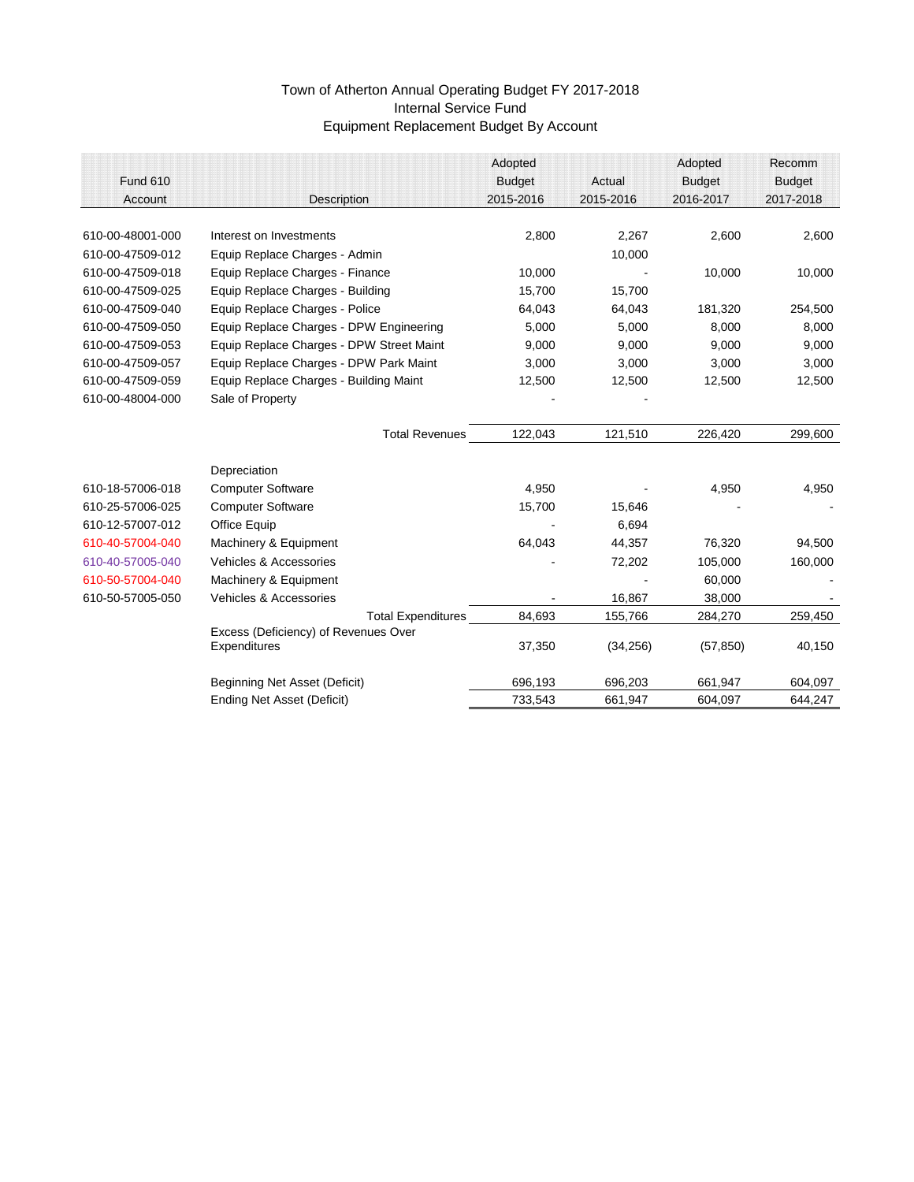# Town of Atherton Annual Operating Budget FY 2017-2018
## Internal Service Fund
## Equipment Replacement Budget By Account

| Fund 610 Account | Description | Adopted Budget 2015-2016 | Actual 2015-2016 | Adopted Budget 2016-2017 | Recomm Budget 2017-2018 |
|---|---|---|---|---|---|
| 610-00-48001-000 | Interest on Investments | 2,800 | 2,267 | 2,600 | 2,600 |
| 610-00-47509-012 | Equip Replace Charges - Admin | | 10,000 | | |
| 610-00-47509-018 | Equip Replace Charges - Finance | 10,000 | - | 10,000 | 10,000 |
| 610-00-47509-025 | Equip Replace Charges - Building | 15,700 | 15,700 | | |
| 610-00-47509-040 | Equip Replace Charges - Police | 64,043 | 64,043 | 181,320 | 254,500 |
| 610-00-47509-050 | Equip Replace Charges - DPW Engineering | 5,000 | 5,000 | 8,000 | 8,000 |
| 610-00-47509-053 | Equip Replace Charges - DPW Street Maint | 9,000 | 9,000 | 9,000 | 9,000 |
| 610-00-47509-057 | Equip Replace Charges - DPW Park Maint | 3,000 | 3,000 | 3,000 | 3,000 |
| 610-00-47509-059 | Equip Replace Charges - Building Maint | 12,500 | 12,500 | 12,500 | 12,500 |
| 610-00-48004-000 | Sale of Property | - | - | | |
| | Total Revenues | 122,043 | 121,510 | 226,420 | 299,600 |
| | Depreciation | | | | |
| 610-18-57006-018 | Computer Software | 4,950 | - | 4,950 | 4,950 |
| 610-25-57006-025 | Computer Software | 15,700 | 15,646 | - | - |
| 610-12-57007-012 | Office Equip | - | 6,694 | | |
| 610-40-57004-040 | Machinery & Equipment | 64,043 | 44,357 | 76,320 | 94,500 |
| 610-40-57005-040 | Vehicles & Accessories | - | 72,202 | 105,000 | 160,000 |
| 610-50-57004-040 | Machinery & Equipment | | - | 60,000 | - |
| 610-50-57005-050 | Vehicles & Accessories | - | 16,867 | 38,000 | - |
| | Total Expenditures | 84,693 | 155,766 | 284,270 | 259,450 |
| | Excess (Deficiency) of Revenues Over Expenditures | 37,350 | (34,256) | (57,850) | 40,150 |
| | Beginning Net Asset (Deficit) | 696,193 | 696,203 | 661,947 | 604,097 |
| | Ending Net Asset (Deficit) | 733,543 | 661,947 | 604,097 | 644,247 |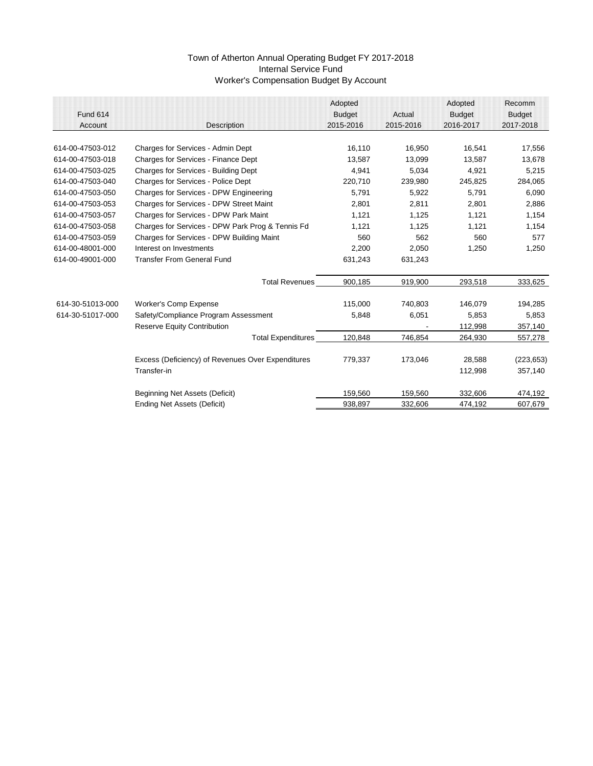# Town of Atherton Annual Operating Budget FY 2017-2018
## Internal Service Fund
## Worker's Compensation Budget By Account

| Fund 614 Account | Description | Adopted Budget 2015-2016 | Actual 2015-2016 | Adopted Budget 2016-2017 | Recomm Budget 2017-2018 |
|---|---|---|---|---|---|
| 614-00-47503-012 | Charges for Services - Admin Dept | 16,110 | 16,950 | 16,541 | 17,556 |
| 614-00-47503-018 | Charges for Services - Finance Dept | 13,587 | 13,099 | 13,587 | 13,678 |
| 614-00-47503-025 | Charges for Services - Building Dept | 4,941 | 5,034 | 4,921 | 5,215 |
| 614-00-47503-040 | Charges for Services - Police Dept | 220,710 | 239,980 | 245,825 | 284,065 |
| 614-00-47503-050 | Charges for Services - DPW Engineering | 5,791 | 5,922 | 5,791 | 6,090 |
| 614-00-47503-053 | Charges for Services - DPW Street Maint | 2,801 | 2,811 | 2,801 | 2,886 |
| 614-00-47503-057 | Charges for Services - DPW Park Maint | 1,121 | 1,125 | 1,121 | 1,154 |
| 614-00-47503-058 | Charges for Services - DPW Park Prog & Tennis Fd | 1,121 | 1,125 | 1,121 | 1,154 |
| 614-00-47503-059 | Charges for Services - DPW Building Maint | 560 | 562 | 560 | 577 |
| 614-00-48001-000 | Interest on Investments | 2,200 | 2,050 | 1,250 | 1,250 |
| 614-00-49001-000 | Transfer From General Fund | 631,243 | 631,243 | | |
| | Total Revenues | 900,185 | 919,900 | 293,518 | 333,625 |
| 614-30-51013-000 | Worker's Comp Expense | 115,000 | 740,803 | 146,079 | 194,285 |
| 614-30-51017-000 | Safety/Compliance Program Assessment | 5,848 | 6,051 | 5,853 | 5,853 |
| | Reserve Equity Contribution | | - | 112,998 | 357,140 |
| | Total Expenditures | 120,848 | 746,854 | 264,930 | 557,278 |
| | Excess (Deficiency) of Revenues Over Expenditures | 779,337 | 173,046 | 28,588 | (223,653) |
| | Transfer-in | | | 112,998 | 357,140 |
| | Beginning Net Assets (Deficit) | 159,560 | 159,560 | 332,606 | 474,192 |
| | Ending Net Assets (Deficit) | 938,897 | 332,606 | 474,192 | 607,679 |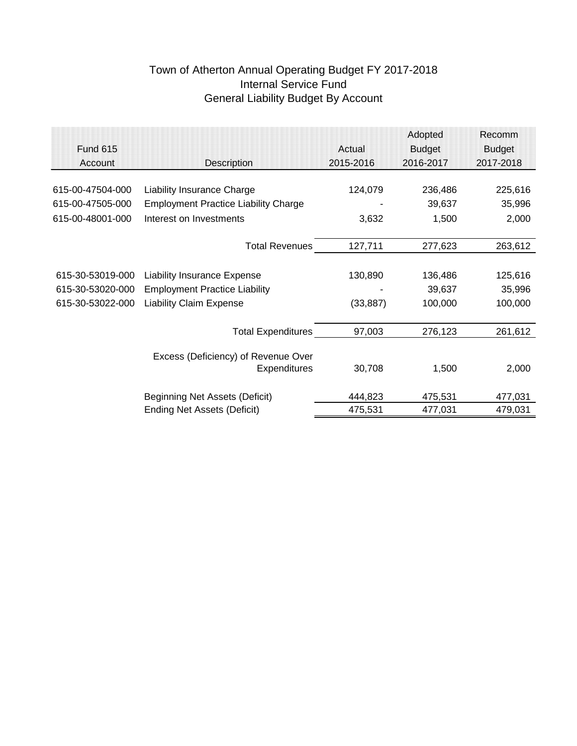# Town of Atherton Annual Operating Budget FY 2017-2018
## Internal Service Fund
## General Liability Budget By Account

| Fund 615 Account | Description | Actual 2015-2016 | Adopted Budget 2016-2017 | Recomm Budget 2017-2018 |
|---|---|---|---|---|
| 615-00-47504-000 | Liability Insurance Charge | 124,079 | 236,486 | 225,616 |
| 615-00-47505-000 | Employment Practice Liability Charge | - | 39,637 | 35,996 |
| 615-00-48001-000 | Interest on Investments | 3,632 | 1,500 | 2,000 |
| | Total Revenues | 127,711 | 277,623 | 263,612 |
| 615-30-53019-000 | Liability Insurance Expense | 130,890 | 136,486 | 125,616 |
| 615-30-53020-000 | Employment Practice Liability | - | 39,637 | 35,996 |
| 615-30-53022-000 | Liability Claim Expense | (33,887) | 100,000 | 100,000 |
| | Total Expenditures | 97,003 | 276,123 | 261,612 |
| | Excess (Deficiency) of Revenue Over Expenditures | 30,708 | 1,500 | 2,000 |
| | Beginning Net Assets (Deficit) | 444,823 | 475,531 | 477,031 |
| | Ending Net Assets (Deficit) | 475,531 | 477,031 | 479,031 |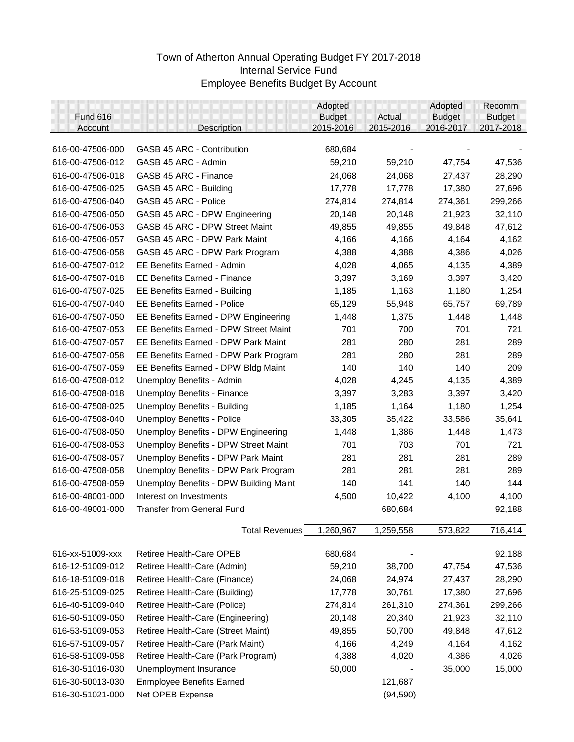# Town of Atherton Annual Operating Budget FY 2017-2018
## Internal Service Fund
## Employee Benefits Budget By Account

| Fund 616 Account | Description | Adopted Budget 2015-2016 | Actual 2015-2016 | Adopted Budget 2016-2017 | Recomm Budget 2017-2018 |
|---|---|---|---|---|---|
| 616-00-47506-000 | GASB 45 ARC - Contribution | 680,684 | - | - | - |
| 616-00-47506-012 | GASB 45 ARC - Admin | 59,210 | 59,210 | 47,754 | 47,536 |
| 616-00-47506-018 | GASB 45 ARC - Finance | 24,068 | 24,068 | 27,437 | 28,290 |
| 616-00-47506-025 | GASB 45 ARC - Building | 17,778 | 17,778 | 17,380 | 27,696 |
| 616-00-47506-040 | GASB 45 ARC - Police | 274,814 | 274,814 | 274,361 | 299,266 |
| 616-00-47506-050 | GASB 45 ARC - DPW Engineering | 20,148 | 20,148 | 21,923 | 32,110 |
| 616-00-47506-053 | GASB 45 ARC - DPW Street Maint | 49,855 | 49,855 | 49,848 | 47,612 |
| 616-00-47506-057 | GASB 45 ARC - DPW Park Maint | 4,166 | 4,166 | 4,164 | 4,162 |
| 616-00-47506-058 | GASB 45 ARC - DPW Park Program | 4,388 | 4,388 | 4,386 | 4,026 |
| 616-00-47507-012 | EE Benefits Earned - Admin | 4,028 | 4,065 | 4,135 | 4,389 |
| 616-00-47507-018 | EE Benefits Earned - Finance | 3,397 | 3,169 | 3,397 | 3,420 |
| 616-00-47507-025 | EE Benefits Earned - Building | 1,185 | 1,163 | 1,180 | 1,254 |
| 616-00-47507-040 | EE Benefits Earned - Police | 65,129 | 55,948 | 65,757 | 69,789 |
| 616-00-47507-050 | EE Benefits Earned - DPW Engineering | 1,448 | 1,375 | 1,448 | 1,448 |
| 616-00-47507-053 | EE Benefits Earned - DPW Street Maint | 701 | 700 | 701 | 721 |
| 616-00-47507-057 | EE Benefits Earned - DPW Park Maint | 281 | 280 | 281 | 289 |
| 616-00-47507-058 | EE Benefits Earned - DPW Park Program | 281 | 280 | 281 | 289 |
| 616-00-47507-059 | EE Benefits Earned - DPW Bldg Maint | 140 | 140 | 140 | 209 |
| 616-00-47508-012 | Unemploy Benefits - Admin | 4,028 | 4,245 | 4,135 | 4,389 |
| 616-00-47508-018 | Unemploy Benefits - Finance | 3,397 | 3,283 | 3,397 | 3,420 |
| 616-00-47508-025 | Unemploy Benefits - Building | 1,185 | 1,164 | 1,180 | 1,254 |
| 616-00-47508-040 | Unemploy Benefits - Police | 33,305 | 35,422 | 33,586 | 35,641 |
| 616-00-47508-050 | Unemploy Benefits - DPW Engineering | 1,448 | 1,386 | 1,448 | 1,473 |
| 616-00-47508-053 | Unemploy Benefits - DPW Street Maint | 701 | 703 | 701 | 721 |
| 616-00-47508-057 | Unemploy Benefits - DPW Park Maint | 281 | 281 | 281 | 289 |
| 616-00-47508-058 | Unemploy Benefits - DPW Park Program | 281 | 281 | 281 | 289 |
| 616-00-47508-059 | Unemploy Benefits - DPW Building Maint | 140 | 141 | 140 | 144 |
| 616-00-48001-000 | Interest on Investments | 4,500 | 10,422 | 4,100 | 4,100 |
| 616-00-49001-000 | Transfer from General Fund | | 680,684 | | 92,188 |
| | Total Revenues | 1,260,967 | 1,259,558 | 573,822 | 716,414 |
| 616-xx-51009-xxx | Retiree Health-Care OPEB | 680,684 | - | | 92,188 |
| 616-12-51009-012 | Retiree Health-Care (Admin) | 59,210 | 38,700 | 47,754 | 47,536 |
| 616-18-51009-018 | Retiree Health-Care (Finance) | 24,068 | 24,974 | 27,437 | 28,290 |
| 616-25-51009-025 | Retiree Health-Care (Building) | 17,778 | 30,761 | 17,380 | 27,696 |
| 616-40-51009-040 | Retiree Health-Care (Police) | 274,814 | 261,310 | 274,361 | 299,266 |
| 616-50-51009-050 | Retiree Health-Care (Engineering) | 20,148 | 20,340 | 21,923 | 32,110 |
| 616-53-51009-053 | Retiree Health-Care (Street Maint) | 49,855 | 50,700 | 49,848 | 47,612 |
| 616-57-51009-057 | Retiree Health-Care (Park Maint) | 4,166 | 4,249 | 4,164 | 4,162 |
| 616-58-51009-058 | Retiree Health-Care (Park Program) | 4,388 | 4,020 | 4,386 | 4,026 |
| 616-30-51016-030 | Unemployment Insurance | 50,000 | - | 35,000 | 15,000 |
| 616-30-50013-030 | Enmployee Benefits Earned | | 121,687 | | |
| 616-30-51021-000 | Net OPEB Expense | | (94,590) | | |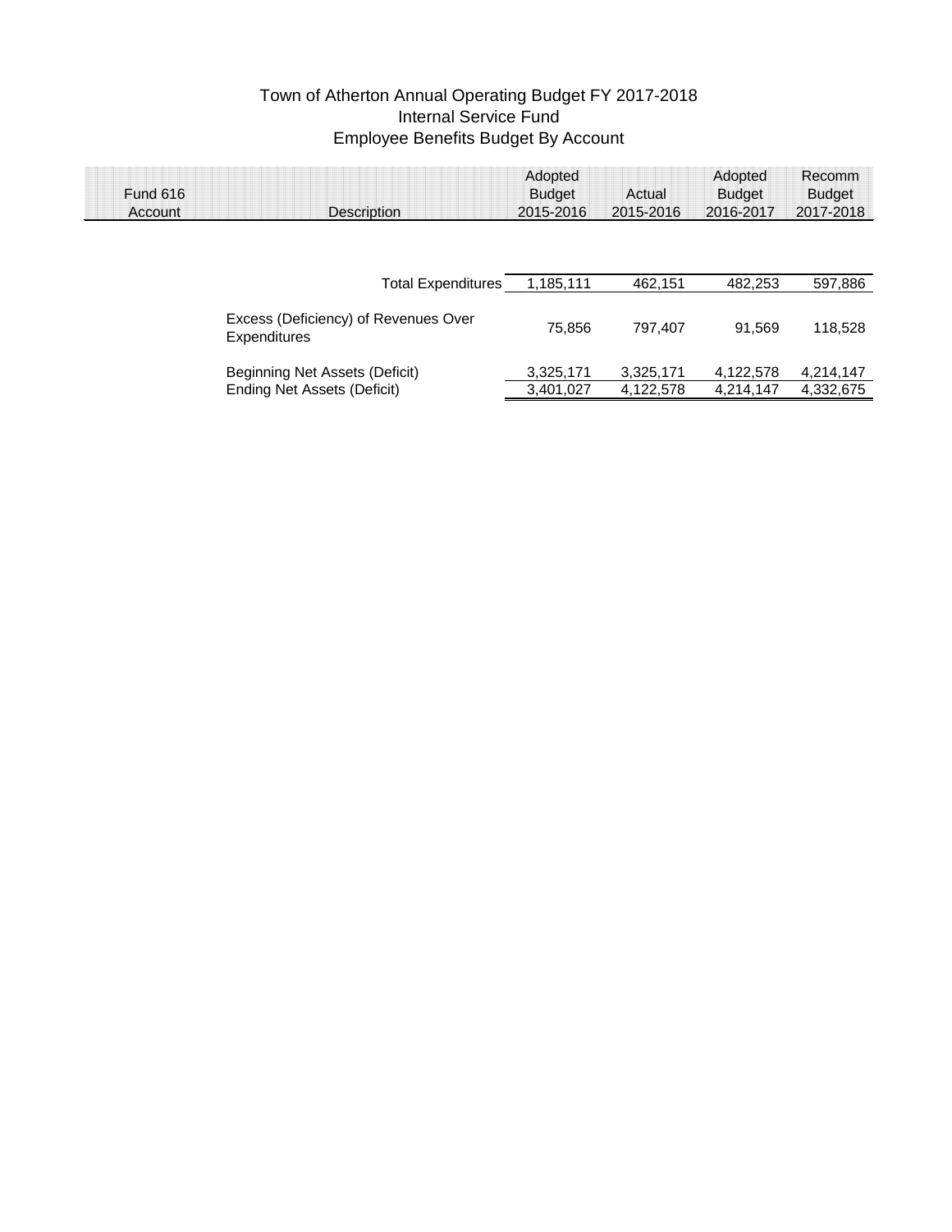# Town of Atherton Annual Operating Budget FY 2017-2018
## Internal Service Fund
## Employee Benefits Budget By Account

| Fund 616 Account | Description | Adopted Budget 2015-2016 | Actual 2015-2016 | Adopted Budget 2016-2017 | Recomm Budget 2017-2018 |
|---|---|---|---|---|---|
| | Total Expenditures | 1,185,111 | 462,151 | 482,253 | 597,886 |
| | Excess (Deficiency) of Revenues Over Expenditures | 75,856 | 797,407 | 91,569 | 118,528 |
| | Beginning Net Assets (Deficit) | 3,325,171 | 3,325,171 | 4,122,578 | 4,214,147 |
| | Ending Net Assets (Deficit) | 3,401,027 | 4,122,578 | 4,214,147 | 4,332,675 |